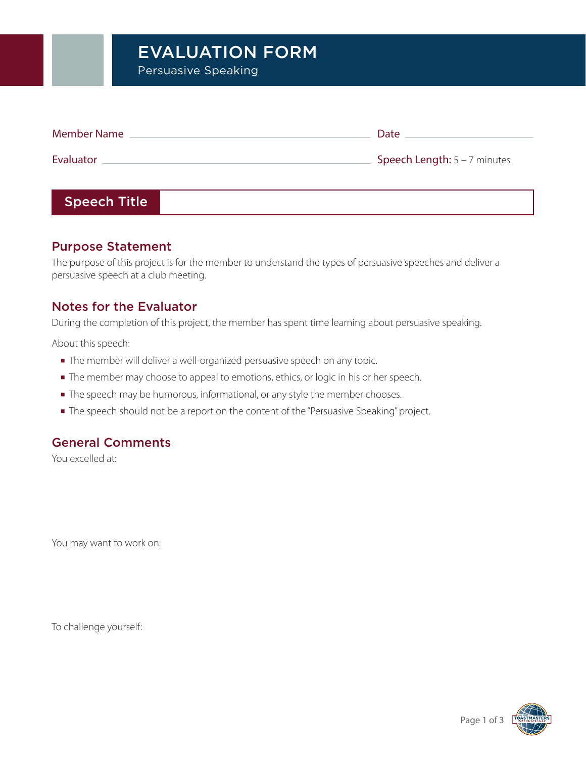# EVALUATION FORM

Persuasive Speaking

Member Name ______________________________ Date ______________

Evaluator ______________________________ **Speech Length:** 5 – 7 minutes

## Speech Title

## Purpose Statement

The purpose of this project is for the member to understand the types of persuasive speeches and deliver a persuasive speech at a club meeting.

## Notes for the Evaluator

During the completion of this project, the member has spent time learning about persuasive speaking.

About this speech:

- The member will deliver a well-organized persuasive speech on any topic.
- The member may choose to appeal to emotions, ethics, or logic in his or her speech.
- The speech may be humorous, informational, or any style the member chooses.
- The speech should not be a report on the content of the "Persuasive Speaking" project.

## General Comments

You excelled at:

You may want to work on:

To challenge yourself: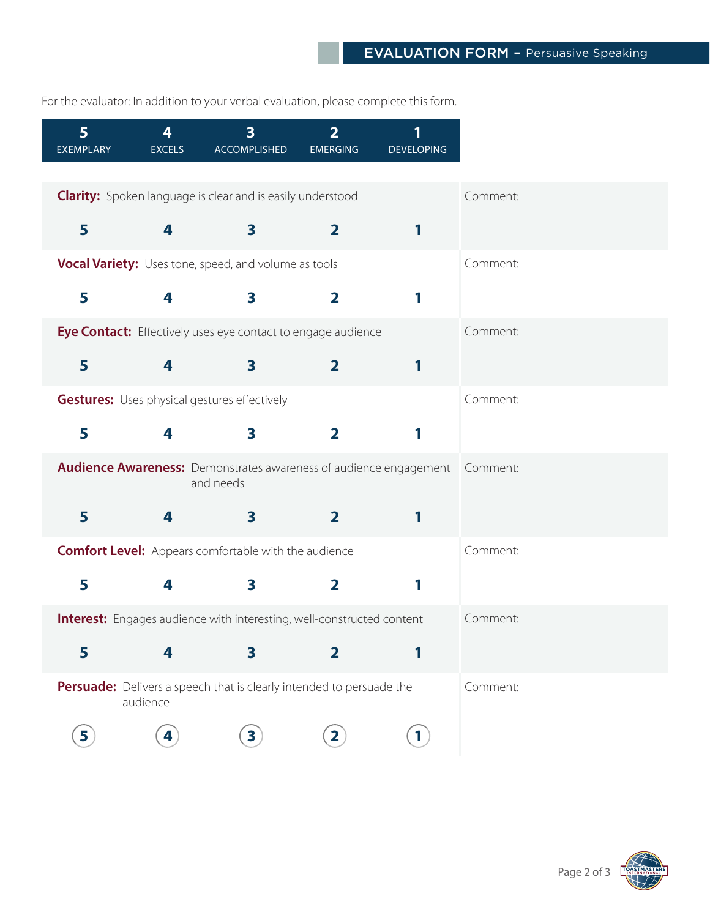## EVALUATION FORM – Persuasive Speaking

For the evaluator: In addition to your verbal evaluation, please complete this form.

| 5 EXEMPLARY | 4 EXCELS | 3 ACCOMPLISHED | 2 EMERGING | 1 DEVELOPING |
|---|---|---|---|---|

**Clarity:** Spoken language is clear and is easily understood

5 4 3 2 1

Comment:

**Vocal Variety:** Uses tone, speed, and volume as tools

5 4 3 2 1

Comment:

**Eye Contact:** Effectively uses eye contact to engage audience

5 4 3 2 1

Comment:

**Gestures:** Uses physical gestures effectively

5 4 3 2 1

Comment:

**Audience Awareness:** Demonstrates awareness of audience engagement and needs

5 4 3 2 1

Comment:

**Comfort Level:** Appears comfortable with the audience

5 4 3 2 1

Comment:

**Interest:** Engages audience with interesting, well-constructed content

5 4 3 2 1

Comment:

**Persuade:** Delivers a speech that is clearly intended to persuade the audience

5 4 3 2 1

Comment: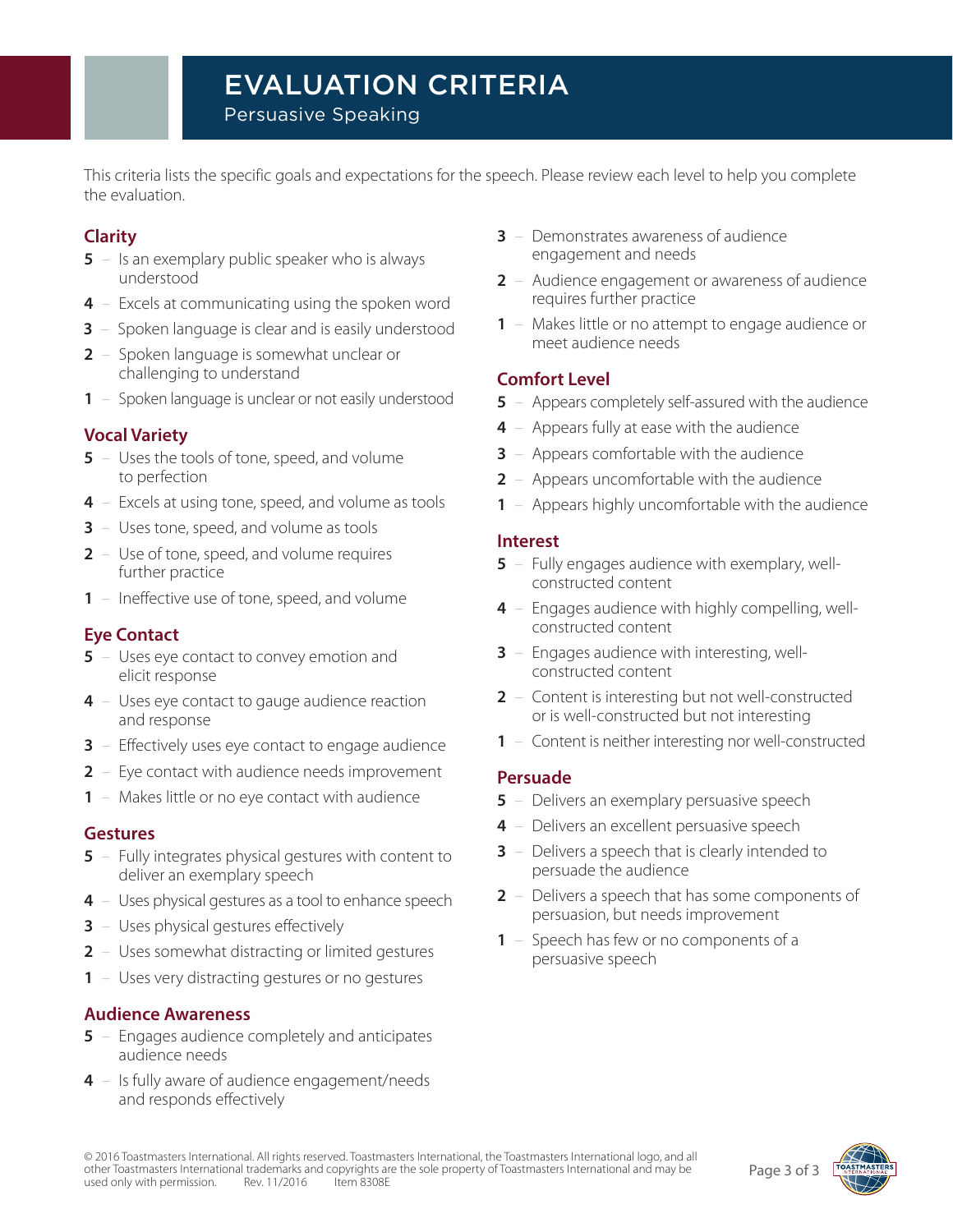# EVALUATION CRITERIA

## Persuasive Speaking

This criteria lists the specific goals and expectations for the speech. Please review each level to help you complete the evaluation.

### Clarity

**5** – Is an exemplary public speaker who is always understood

**4** – Excels at communicating using the spoken word

**3** – Spoken language is clear and is easily understood

**2** – Spoken language is somewhat unclear or challenging to understand

**1** – Spoken language is unclear or not easily understood

### Vocal Variety

**5** – Uses the tools of tone, speed, and volume to perfection

**4** – Excels at using tone, speed, and volume as tools

**3** – Uses tone, speed, and volume as tools

**2** – Use of tone, speed, and volume requires further practice

**1** – Ineffective use of tone, speed, and volume

### Eye Contact

**5** – Uses eye contact to convey emotion and elicit response

**4** – Uses eye contact to gauge audience reaction and response

**3** – Effectively uses eye contact to engage audience

**2** – Eye contact with audience needs improvement

**1** – Makes little or no eye contact with audience

### Gestures

**5** – Fully integrates physical gestures with content to deliver an exemplary speech

**4** – Uses physical gestures as a tool to enhance speech

**3** – Uses physical gestures effectively

**2** – Uses somewhat distracting or limited gestures

**1** – Uses very distracting gestures or no gestures

### Audience Awareness

**5** – Engages audience completely and anticipates audience needs

**4** – Is fully aware of audience engagement/needs and responds effectively

**3** – Demonstrates awareness of audience engagement and needs

**2** – Audience engagement or awareness of audience requires further practice

**1** – Makes little or no attempt to engage audience or meet audience needs

### Comfort Level

**5** – Appears completely self-assured with the audience

**4** – Appears fully at ease with the audience

**3** – Appears comfortable with the audience

**2** – Appears uncomfortable with the audience

**1** – Appears highly uncomfortable with the audience

### Interest

**5** – Fully engages audience with exemplary, well-constructed content

**4** – Engages audience with highly compelling, well-constructed content

**3** – Engages audience with interesting, well-constructed content

**2** – Content is interesting but not well-constructed or is well-constructed but not interesting

**1** – Content is neither interesting nor well-constructed

### Persuade

**5** – Delivers an exemplary persuasive speech

**4** – Delivers an excellent persuasive speech

**3** – Delivers a speech that is clearly intended to persuade the audience

**2** – Delivers a speech that has some components of persuasion, but needs improvement

**1** – Speech has few or no components of a persuasive speech

© 2016 Toastmasters International. All rights reserved. Toastmasters International, the Toastmasters International logo, and all other Toastmasters International trademarks and copyrights are the sole property of Toastmasters International and may be used only with permission. Rev. 11/2016 Item 8308E